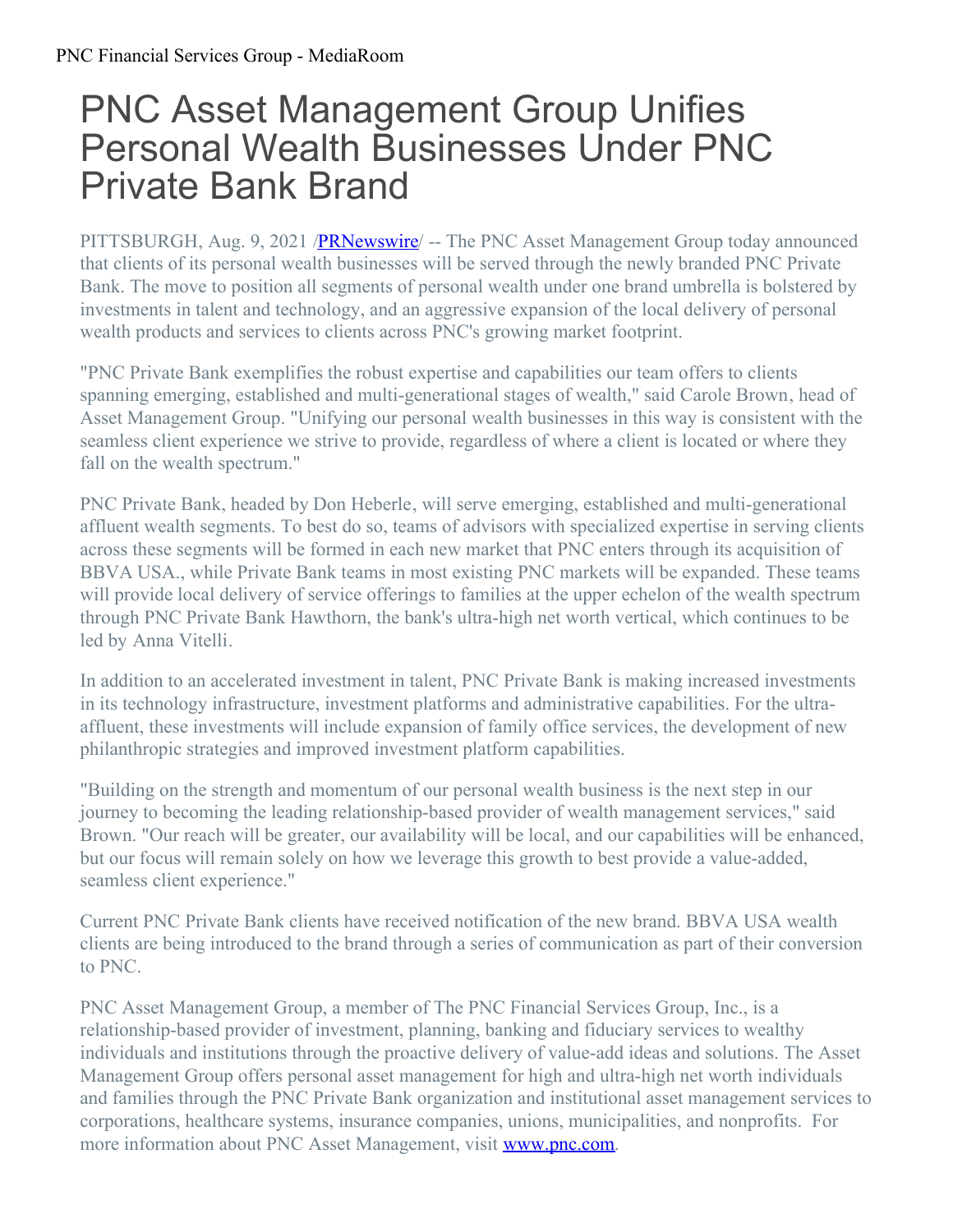# PNC Asset Management Group Unifies Personal Wealth Businesses Under PNC Private Bank Brand

PITTSBURGH, Aug. 9, 2021 /PRNewswire/ -- The PNC Asset Management Group today announced that clients of its personal wealth businesses will be served through the newly branded PNC Private Bank. The move to position all segments of personal wealth under one brand umbrella is bolstered by investments in talent and technology, and an aggressive expansion of the local delivery of personal wealth products and services to clients across PNC's growing market footprint.

"PNC Private Bank exemplifies the robust expertise and capabilities our team offers to clients spanning emerging, established and multi-generational stages of wealth," said Carole Brown, head of Asset Management Group. "Unifying our personal wealth businesses in this way is consistent with the seamless client experience we strive to provide, regardless of where a client is located or where they fall on the wealth spectrum."

PNC Private Bank, headed by Don Heberle, will serve emerging, established and multi-generational affluent wealth segments. To best do so, teams of advisors with specialized expertise in serving clients across these segments will be formed in each new market that PNC enters through its acquisition of BBVA USA., while Private Bank teams in most existing PNC markets will be expanded. These teams will provide local delivery of service offerings to families at the upper echelon of the wealth spectrum through PNC Private Bank Hawthorn, the bank's ultra-high net worth vertical, which continues to be led by Anna Vitelli.

In addition to an accelerated investment in talent, PNC Private Bank is making increased investments in its technology infrastructure, investment platforms and administrative capabilities. For the ultra-affluent, these investments will include expansion of family office services, the development of new philanthropic strategies and improved investment platform capabilities.

"Building on the strength and momentum of our personal wealth business is the next step in our journey to becoming the leading relationship-based provider of wealth management services," said Brown. "Our reach will be greater, our availability will be local, and our capabilities will be enhanced, but our focus will remain solely on how we leverage this growth to best provide a value-added, seamless client experience."

Current PNC Private Bank clients have received notification of the new brand. BBVA USA wealth clients are being introduced to the brand through a series of communication as part of their conversion to PNC.

PNC Asset Management Group, a member of The PNC Financial Services Group, Inc., is a relationship-based provider of investment, planning, banking and fiduciary services to wealthy individuals and institutions through the proactive delivery of value-add ideas and solutions. The Asset Management Group offers personal asset management for high and ultra-high net worth individuals and families through the PNC Private Bank organization and institutional asset management services to corporations, healthcare systems, insurance companies, unions, municipalities, and nonprofits. For more information about PNC Asset Management, visit www.pnc.com.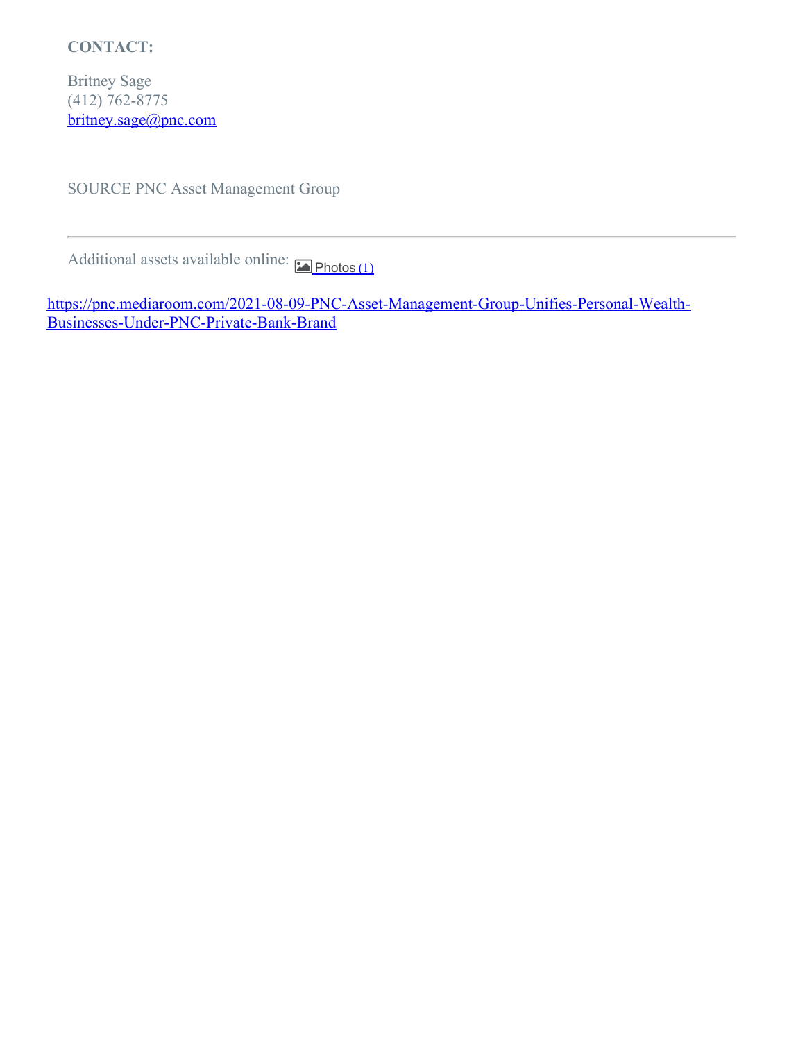**CONTACT:**

Britney Sage
(412) 762-8775
britney.sage@pnc.com

SOURCE PNC Asset Management Group

---

Additional assets available online: Photos (1)

https://pnc.mediaroom.com/2021-08-09-PNC-Asset-Management-Group-Unifies-Personal-Wealth-Businesses-Under-PNC-Private-Bank-Brand